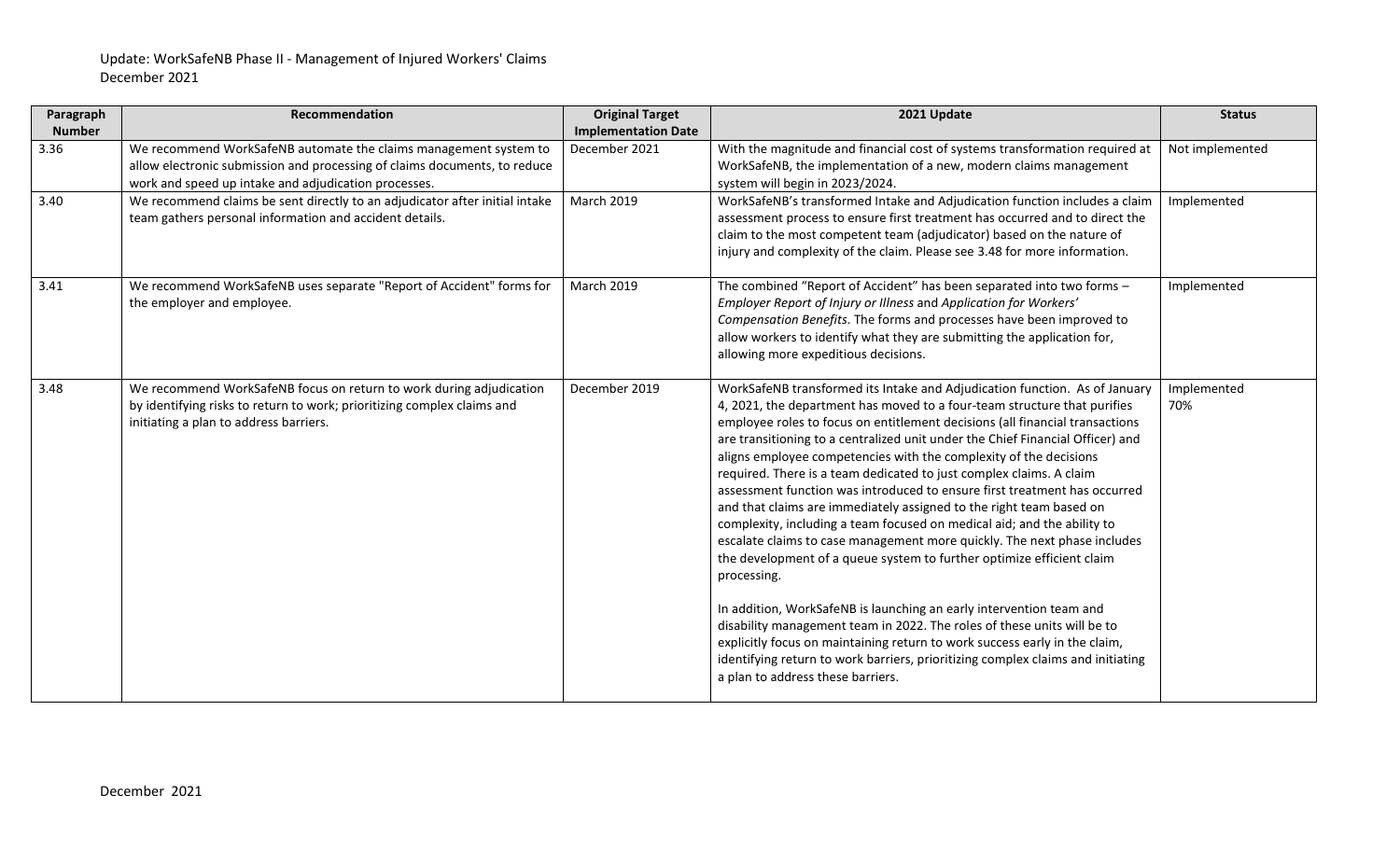Update: WorkSafeNB Phase II - Management of Injured Workers' Claims
December 2021

| Paragraph Number | Recommendation | Original Target Implementation Date | 2021 Update | Status |
|---|---|---|---|---|
| 3.36 | We recommend WorkSafeNB automate the claims management system to allow electronic submission and processing of claims documents, to reduce work and speed up intake and adjudication processes. | December 2021 | With the magnitude and financial cost of systems transformation required at WorkSafeNB, the implementation of a new, modern claims management system will begin in 2023/2024. | Not implemented |
| 3.40 | We recommend claims be sent directly to an adjudicator after initial intake team gathers personal information and accident details. | March 2019 | WorkSafeNB's transformed Intake and Adjudication function includes a claim assessment process to ensure first treatment has occurred and to direct the claim to the most competent team (adjudicator) based on the nature of injury and complexity of the claim. Please see 3.48 for more information. | Implemented |
| 3.41 | We recommend WorkSafeNB uses separate "Report of Accident" forms for the employer and employee. | March 2019 | The combined "Report of Accident" has been separated into two forms – *Employer Report of Injury or Illness* and *Application for Workers' Compensation Benefits*. The forms and processes have been improved to allow workers to identify what they are submitting the application for, allowing more expeditious decisions. | Implemented |
| 3.48 | We recommend WorkSafeNB focus on return to work during adjudication by identifying risks to return to work; prioritizing complex claims and initiating a plan to address barriers. | December 2019 | WorkSafeNB transformed its Intake and Adjudication function. As of January 4, 2021, the department has moved to a four-team structure that purifies employee roles to focus on entitlement decisions (all financial transactions are transitioning to a centralized unit under the Chief Financial Officer) and aligns employee competencies with the complexity of the decisions required. There is a team dedicated to just complex claims. A claim assessment function was introduced to ensure first treatment has occurred and that claims are immediately assigned to the right team based on complexity, including a team focused on medical aid; and the ability to escalate claims to case management more quickly. The next phase includes the development of a queue system to further optimize efficient claim processing.<br><br>In addition, WorkSafeNB is launching an early intervention team and disability management team in 2022. The roles of these units will be to explicitly focus on maintaining return to work success early in the claim, identifying return to work barriers, prioritizing complex claims and initiating a plan to address these barriers. | Implemented 70% |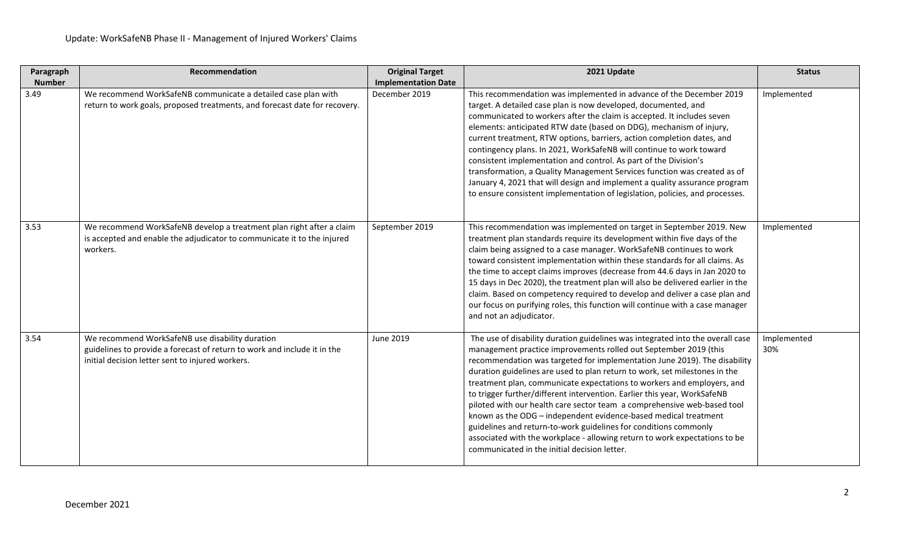Update: WorkSafeNB Phase II - Management of Injured Workers' Claims

| Paragraph Number | Recommendation | Original Target Implementation Date | 2021 Update | Status |
|---|---|---|---|---|
| 3.49 | We recommend WorkSafeNB communicate a detailed case plan with return to work goals, proposed treatments, and forecast date for recovery. | December 2019 | This recommendation was implemented in advance of the December 2019 target. A detailed case plan is now developed, documented, and communicated to workers after the claim is accepted. It includes seven elements: anticipated RTW date (based on DDG), mechanism of injury, current treatment, RTW options, barriers, action completion dates, and contingency plans. In 2021, WorkSafeNB will continue to work toward consistent implementation and control. As part of the Division's transformation, a Quality Management Services function was created as of January 4, 2021 that will design and implement a quality assurance program to ensure consistent implementation of legislation, policies, and processes. | Implemented |
| 3.53 | We recommend WorkSafeNB develop a treatment plan right after a claim is accepted and enable the adjudicator to communicate it to the injured workers. | September 2019 | This recommendation was implemented on target in September 2019. New treatment plan standards require its development within five days of the claim being assigned to a case manager. WorkSafeNB continues to work toward consistent implementation within these standards for all claims. As the time to accept claims improves (decrease from 44.6 days in Jan 2020 to 15 days in Dec 2020), the treatment plan will also be delivered earlier in the claim. Based on competency required to develop and deliver a case plan and our focus on purifying roles, this function will continue with a case manager and not an adjudicator. | Implemented |
| 3.54 | We recommend WorkSafeNB use disability duration guidelines to provide a forecast of return to work and include it in the initial decision letter sent to injured workers. | June 2019 | The use of disability duration guidelines was integrated into the overall case management practice improvements rolled out September 2019 (this recommendation was targeted for implementation June 2019). The disability duration guidelines are used to plan return to work, set milestones in the treatment plan, communicate expectations to workers and employers, and to trigger further/different intervention. Earlier this year, WorkSafeNB piloted with our health care sector team a comprehensive web-based tool known as the ODG – independent evidence-based medical treatment guidelines and return-to-work guidelines for conditions commonly associated with the workplace - allowing return to work expectations to be communicated in the initial decision letter. | Implemented 30% |

December 2021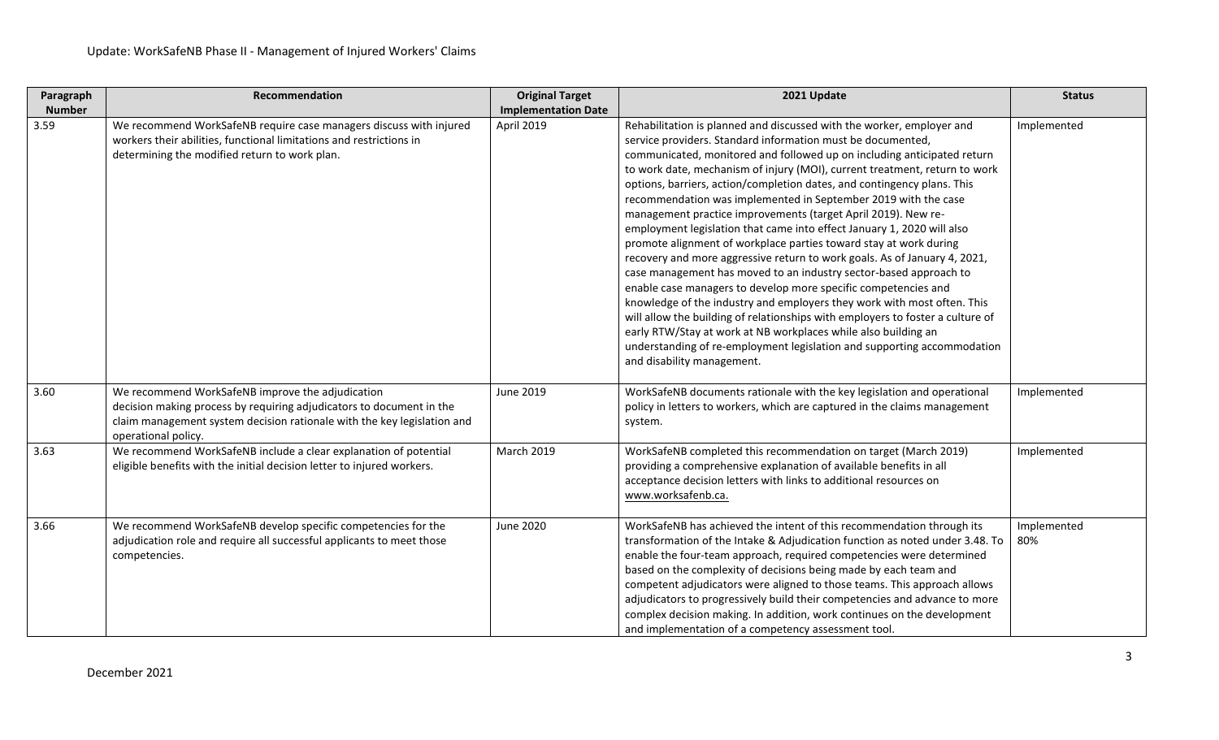Update: WorkSafeNB Phase II - Management of Injured Workers' Claims

| Paragraph Number | Recommendation | Original Target Implementation Date | 2021 Update | Status |
|---|---|---|---|---|
| 3.59 | We recommend WorkSafeNB require case managers discuss with injured workers their abilities, functional limitations and restrictions in determining the modified return to work plan. | April 2019 | Rehabilitation is planned and discussed with the worker, employer and service providers. Standard information must be documented, communicated, monitored and followed up on including anticipated return to work date, mechanism of injury (MOI), current treatment, return to work options, barriers, action/completion dates, and contingency plans. This recommendation was implemented in September 2019 with the case management practice improvements (target April 2019). New re-employment legislation that came into effect January 1, 2020 will also promote alignment of workplace parties toward stay at work during recovery and more aggressive return to work goals. As of January 4, 2021, case management has moved to an industry sector-based approach to enable case managers to develop more specific competencies and knowledge of the industry and employers they work with most often. This will allow the building of relationships with employers to foster a culture of early RTW/Stay at work at NB workplaces while also building an understanding of re-employment legislation and supporting accommodation and disability management. | Implemented |
| 3.60 | We recommend WorkSafeNB improve the adjudication decision making process by requiring adjudicators to document in the claim management system decision rationale with the key legislation and operational policy. | June 2019 | WorkSafeNB documents rationale with the key legislation and operational policy in letters to workers, which are captured in the claims management system. | Implemented |
| 3.63 | We recommend WorkSafeNB include a clear explanation of potential eligible benefits with the initial decision letter to injured workers. | March 2019 | WorkSafeNB completed this recommendation on target (March 2019) providing a comprehensive explanation of available benefits in all acceptance decision letters with links to additional resources on www.worksafenb.ca. | Implemented |
| 3.66 | We recommend WorkSafeNB develop specific competencies for the adjudication role and require all successful applicants to meet those competencies. | June 2020 | WorkSafeNB has achieved the intent of this recommendation through its transformation of the Intake & Adjudication function as noted under 3.48. To enable the four-team approach, required competencies were determined based on the complexity of decisions being made by each team and competent adjudicators were aligned to those teams. This approach allows adjudicators to progressively build their competencies and advance to more complex decision making. In addition, work continues on the development and implementation of a competency assessment tool. | Implemented 80% |

December 2021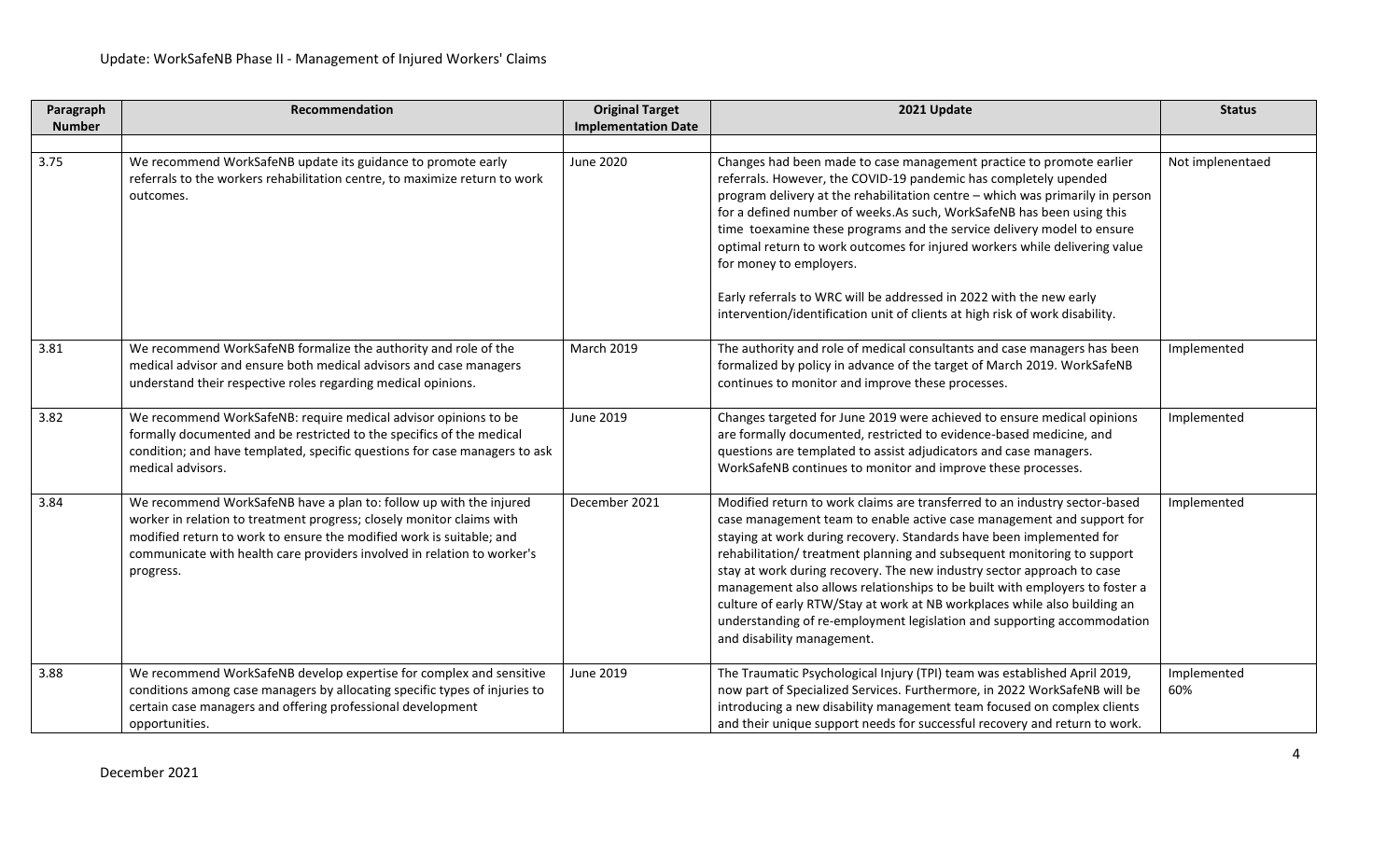Update: WorkSafeNB Phase II - Management of Injured Workers' Claims

| Paragraph Number | Recommendation | Original Target Implementation Date | 2021 Update | Status |
|---|---|---|---|---|
| 3.75 | We recommend WorkSafeNB update its guidance to promote early referrals to the workers rehabilitation centre, to maximize return to work outcomes. | June 2020 | Changes had been made to case management practice to promote earlier referrals. However, the COVID-19 pandemic has completely upended program delivery at the rehabilitation centre – which was primarily in person for a defined number of weeks.As such, WorkSafeNB has been using this time toexamine these programs and the service delivery model to ensure optimal return to work outcomes for injured workers while delivering value for money to employers.<br><br>Early referrals to WRC will be addressed in 2022 with the new early intervention/identification unit of clients at high risk of work disability. | Not implenentaed |
| 3.81 | We recommend WorkSafeNB formalize the authority and role of the medical advisor and ensure both medical advisors and case managers understand their respective roles regarding medical opinions. | March 2019 | The authority and role of medical consultants and case managers has been formalized by policy in advance of the target of March 2019. WorkSafeNB continues to monitor and improve these processes. | Implemented |
| 3.82 | We recommend WorkSafeNB: require medical advisor opinions to be formally documented and be restricted to the specifics of the medical condition; and have templated, specific questions for case managers to ask medical advisors. | June 2019 | Changes targeted for June 2019 were achieved to ensure medical opinions are formally documented, restricted to evidence-based medicine, and questions are templated to assist adjudicators and case managers. WorkSafeNB continues to monitor and improve these processes. | Implemented |
| 3.84 | We recommend WorkSafeNB have a plan to: follow up with the injured worker in relation to treatment progress; closely monitor claims with modified return to work to ensure the modified work is suitable; and communicate with health care providers involved in relation to worker's progress. | December 2021 | Modified return to work claims are transferred to an industry sector-based case management team to enable active case management and support for staying at work during recovery. Standards have been implemented for rehabilitation/ treatment planning and subsequent monitoring to support stay at work during recovery. The new industry sector approach to case management also allows relationships to be built with employers to foster a culture of early RTW/Stay at work at NB workplaces while also building an understanding of re-employment legislation and supporting accommodation and disability management. | Implemented |
| 3.88 | We recommend WorkSafeNB develop expertise for complex and sensitive conditions among case managers by allocating specific types of injuries to certain case managers and offering professional development opportunities. | June 2019 | The Traumatic Psychological Injury (TPI) team was established April 2019, now part of Specialized Services. Furthermore, in 2022 WorkSafeNB will be introducing a new disability management team focused on complex clients and their unique support needs for successful recovery and return to work. | Implemented 60% |

December 2021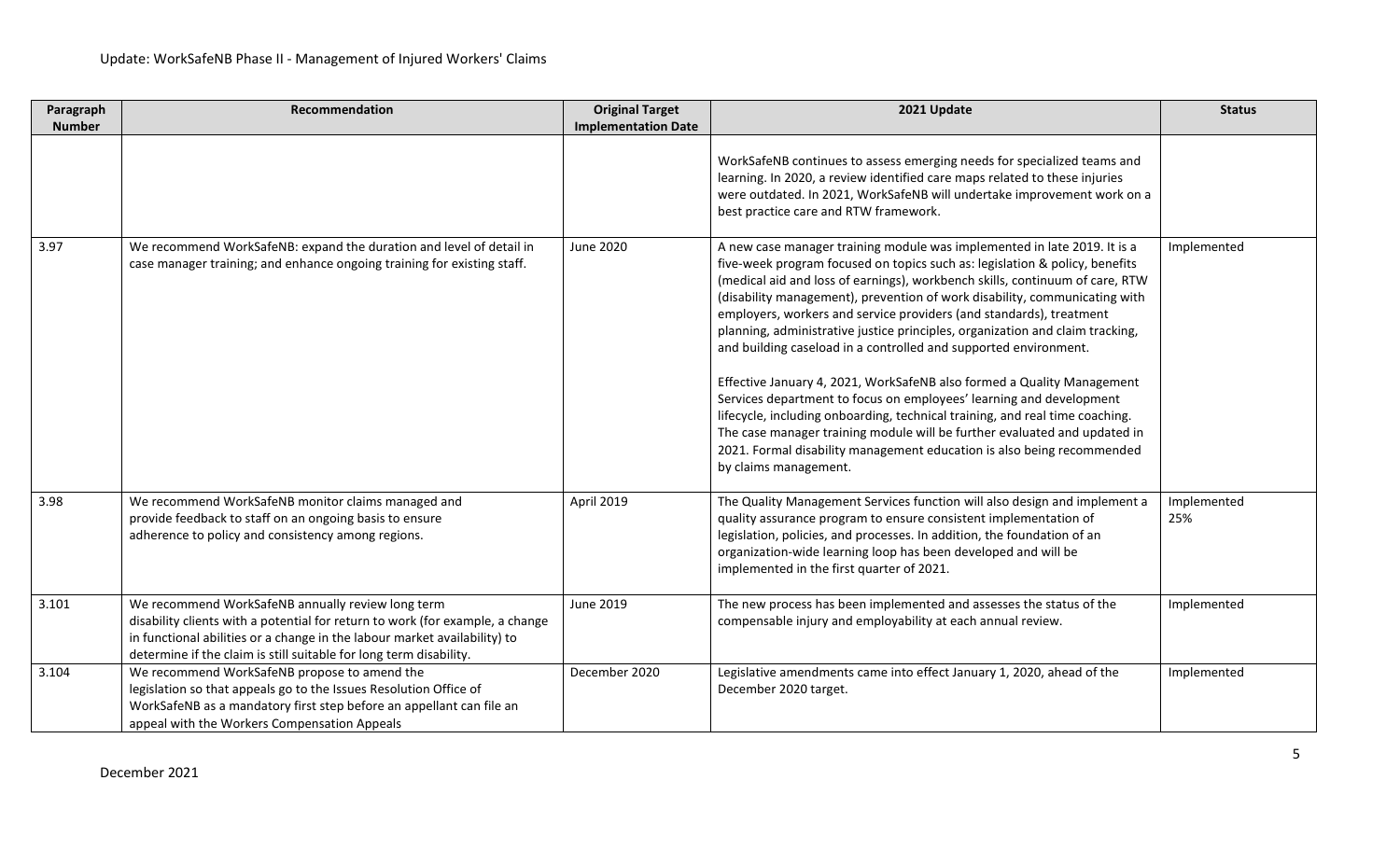Update: WorkSafeNB Phase II - Management of Injured Workers' Claims

| Paragraph Number | Recommendation | Original Target Implementation Date | 2021 Update | Status |
|---|---|---|---|---|
| | | | WorkSafeNB continues to assess emerging needs for specialized teams and learning. In 2020, a review identified care maps related to these injuries were outdated. In 2021, WorkSafeNB will undertake improvement work on a best practice care and RTW framework. | |
| 3.97 | We recommend WorkSafeNB: expand the duration and level of detail in case manager training; and enhance ongoing training for existing staff. | June 2020 | A new case manager training module was implemented in late 2019. It is a five-week program focused on topics such as: legislation & policy, benefits (medical aid and loss of earnings), workbench skills, continuum of care, RTW (disability management), prevention of work disability, communicating with employers, workers and service providers (and standards), treatment planning, administrative justice principles, organization and claim tracking, and building caseload in a controlled and supported environment.<br><br>Effective January 4, 2021, WorkSafeNB also formed a Quality Management Services department to focus on employees' learning and development lifecycle, including onboarding, technical training, and real time coaching. The case manager training module will be further evaluated and updated in 2021. Formal disability management education is also being recommended by claims management. | Implemented |
| 3.98 | We recommend WorkSafeNB monitor claims managed and provide feedback to staff on an ongoing basis to ensure adherence to policy and consistency among regions. | April 2019 | The Quality Management Services function will also design and implement a quality assurance program to ensure consistent implementation of legislation, policies, and processes. In addition, the foundation of an organization-wide learning loop has been developed and will be implemented in the first quarter of 2021. | Implemented 25% |
| 3.101 | We recommend WorkSafeNB annually review long term disability clients with a potential for return to work (for example, a change in functional abilities or a change in the labour market availability) to determine if the claim is still suitable for long term disability. | June 2019 | The new process has been implemented and assesses the status of the compensable injury and employability at each annual review. | Implemented |
| 3.104 | We recommend WorkSafeNB propose to amend the legislation so that appeals go to the Issues Resolution Office of WorkSafeNB as a mandatory first step before an appellant can file an appeal with the Workers Compensation Appeals | December 2020 | Legislative amendments came into effect January 1, 2020, ahead of the December 2020 target. | Implemented |

December 2021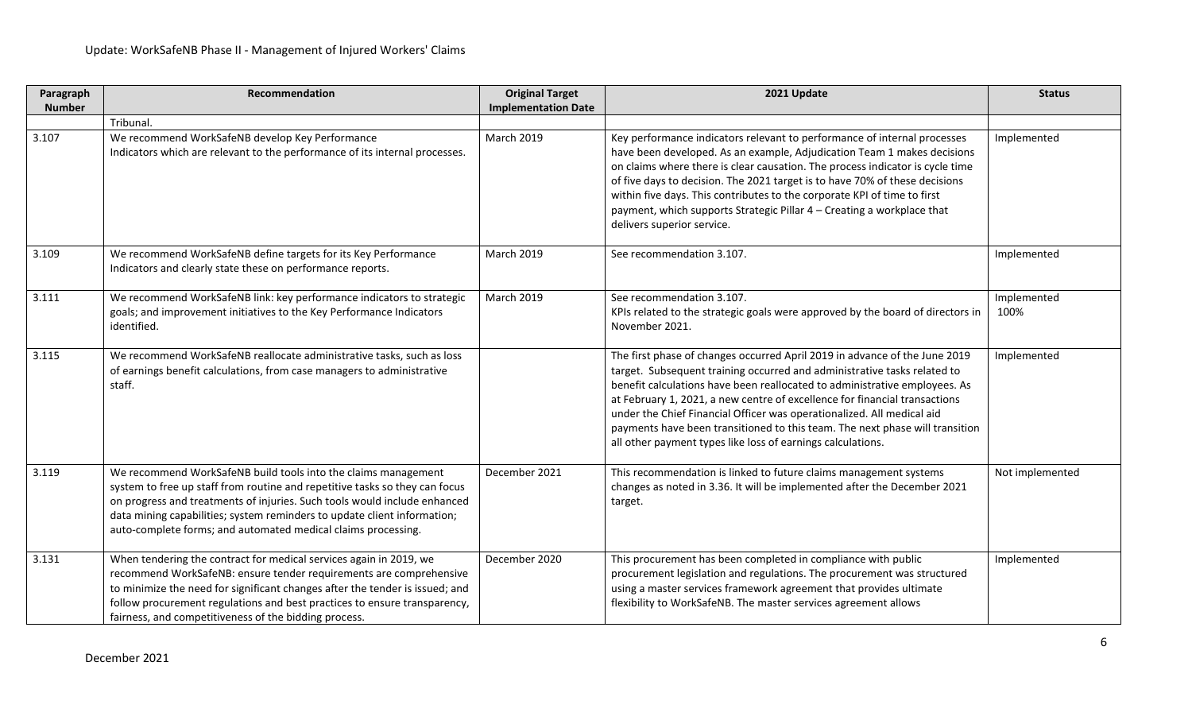| Paragraph Number | Recommendation | Original Target Implementation Date | 2021 Update | Status |
|---|---|---|---|---|
| | Tribunal. | | | |
| 3.107 | We recommend WorkSafeNB develop Key Performance Indicators which are relevant to the performance of its internal processes. | March 2019 | Key performance indicators relevant to performance of internal processes have been developed. As an example, Adjudication Team 1 makes decisions on claims where there is clear causation. The process indicator is cycle time of five days to decision. The 2021 target is to have 70% of these decisions within five days. This contributes to the corporate KPI of time to first payment, which supports Strategic Pillar 4 – Creating a workplace that delivers superior service. | Implemented |
| 3.109 | We recommend WorkSafeNB define targets for its Key Performance Indicators and clearly state these on performance reports. | March 2019 | See recommendation 3.107. | Implemented |
| 3.111 | We recommend WorkSafeNB link: key performance indicators to strategic goals; and improvement initiatives to the Key Performance Indicators identified. | March 2019 | See recommendation 3.107. KPIs related to the strategic goals were approved by the board of directors in November 2021. | Implemented 100% |
| 3.115 | We recommend WorkSafeNB reallocate administrative tasks, such as loss of earnings benefit calculations, from case managers to administrative staff. | | The first phase of changes occurred April 2019 in advance of the June 2019 target. Subsequent training occurred and administrative tasks related to benefit calculations have been reallocated to administrative employees. As at February 1, 2021, a new centre of excellence for financial transactions under the Chief Financial Officer was operationalized. All medical aid payments have been transitioned to this team. The next phase will transition all other payment types like loss of earnings calculations. | Implemented |
| 3.119 | We recommend WorkSafeNB build tools into the claims management system to free up staff from routine and repetitive tasks so they can focus on progress and treatments of injuries. Such tools would include enhanced data mining capabilities; system reminders to update client information; auto-complete forms; and automated medical claims processing. | December 2021 | This recommendation is linked to future claims management systems changes as noted in 3.36. It will be implemented after the December 2021 target. | Not implemented |
| 3.131 | When tendering the contract for medical services again in 2019, we recommend WorkSafeNB: ensure tender requirements are comprehensive to minimize the need for significant changes after the tender is issued; and follow procurement regulations and best practices to ensure transparency, fairness, and competitiveness of the bidding process. | December 2020 | This procurement has been completed in compliance with public procurement legislation and regulations. The procurement was structured using a master services framework agreement that provides ultimate flexibility to WorkSafeNB. The master services agreement allows | Implemented |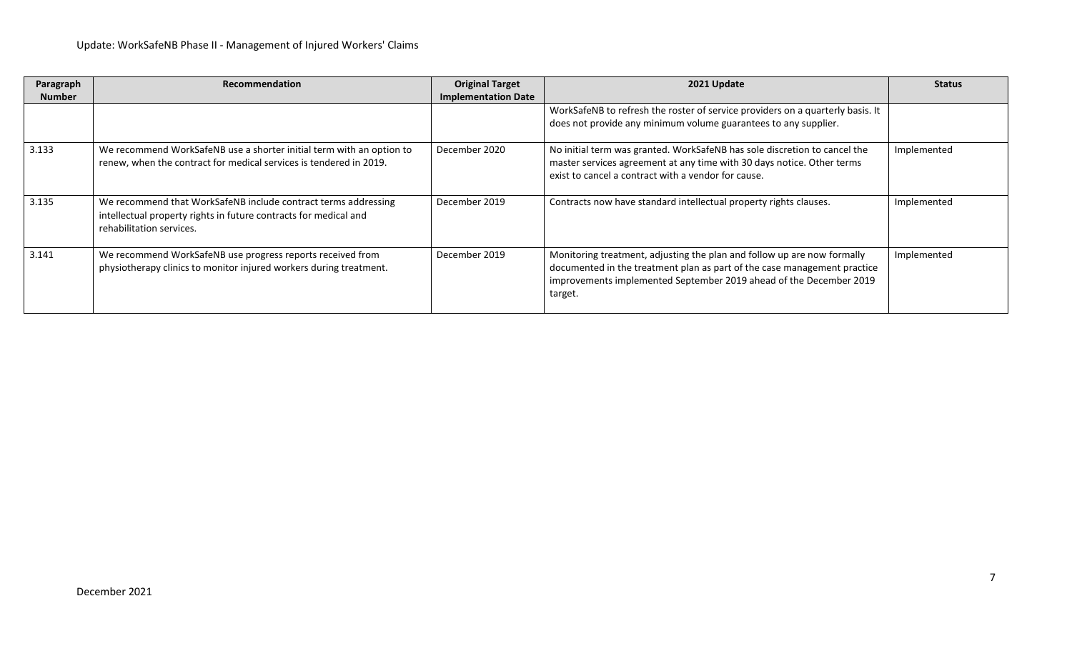| Paragraph Number | Recommendation | Original Target Implementation Date | 2021 Update | Status |
|---|---|---|---|---|
| | | | WorkSafeNB to refresh the roster of service providers on a quarterly basis. It does not provide any minimum volume guarantees to any supplier. | |
| 3.133 | We recommend WorkSafeNB use a shorter initial term with an option to renew, when the contract for medical services is tendered in 2019. | December 2020 | No initial term was granted. WorkSafeNB has sole discretion to cancel the master services agreement at any time with 30 days notice. Other terms exist to cancel a contract with a vendor for cause. | Implemented |
| 3.135 | We recommend that WorkSafeNB include contract terms addressing intellectual property rights in future contracts for medical and rehabilitation services. | December 2019 | Contracts now have standard intellectual property rights clauses. | Implemented |
| 3.141 | We recommend WorkSafeNB use progress reports received from physiotherapy clinics to monitor injured workers during treatment. | December 2019 | Monitoring treatment, adjusting the plan and follow up are now formally documented in the treatment plan as part of the case management practice improvements implemented September 2019 ahead of the December 2019 target. | Implemented |